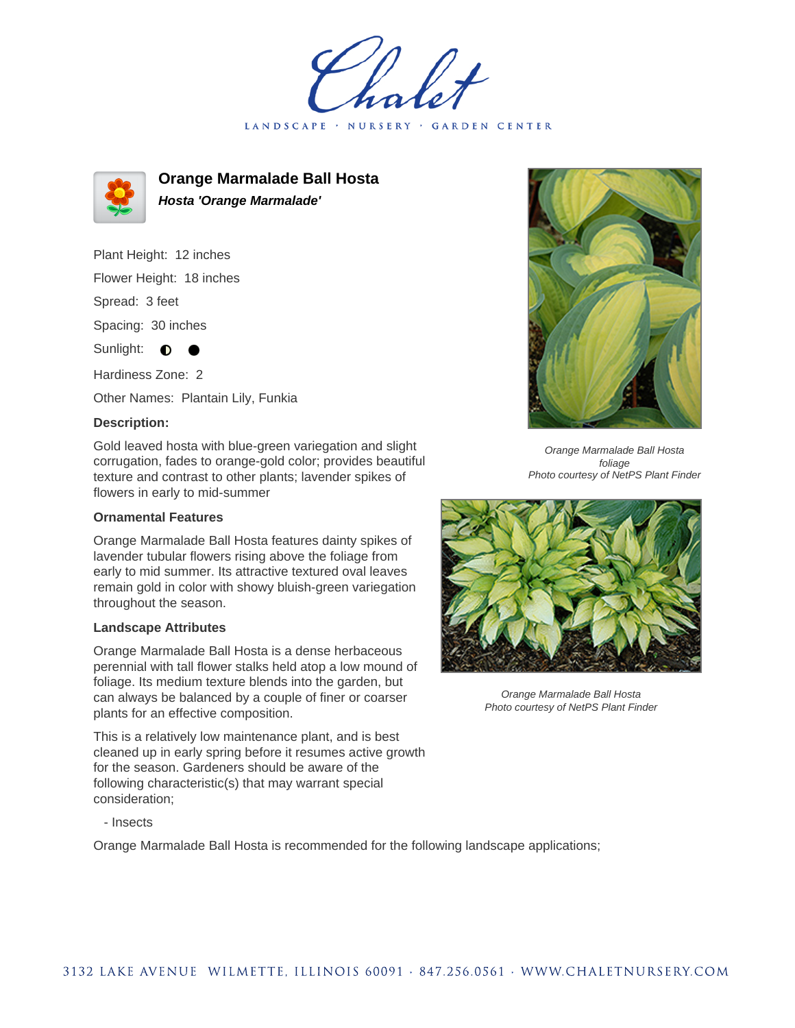Chalet

LANDSCAPE · NURSERY · GARDEN CENTER

# Orange Marmalade Ball Hosta

***Hosta 'Orange Marmalade'***

Plant Height: 12 inches

Flower Height: 18 inches

Spread: 3 feet

Spacing: 30 inches

Sunlight: ◐ ●

Hardiness Zone: 2

Other Names: Plantain Lily, Funkia

**Description:**

Gold leaved hosta with blue-green variegation and slight corrugation, fades to orange-gold color; provides beautiful texture and contrast to other plants; lavender spikes of flowers in early to mid-summer

### Ornamental Features

Orange Marmalade Ball Hosta features dainty spikes of lavender tubular flowers rising above the foliage from early to mid summer. Its attractive textured oval leaves remain gold in color with showy bluish-green variegation throughout the season.

### Landscape Attributes

Orange Marmalade Ball Hosta is a dense herbaceous perennial with tall flower stalks held atop a low mound of foliage. Its medium texture blends into the garden, but can always be balanced by a couple of finer or coarser plants for an effective composition.

This is a relatively low maintenance plant, and is best cleaned up in early spring before it resumes active growth for the season. Gardeners should be aware of the following characteristic(s) that may warrant special consideration;

- Insects

Orange Marmalade Ball Hosta is recommended for the following landscape applications;

*Orange Marmalade Ball Hosta foliage*
*Photo courtesy of NetPS Plant Finder*

*Orange Marmalade Ball Hosta*
*Photo courtesy of NetPS Plant Finder*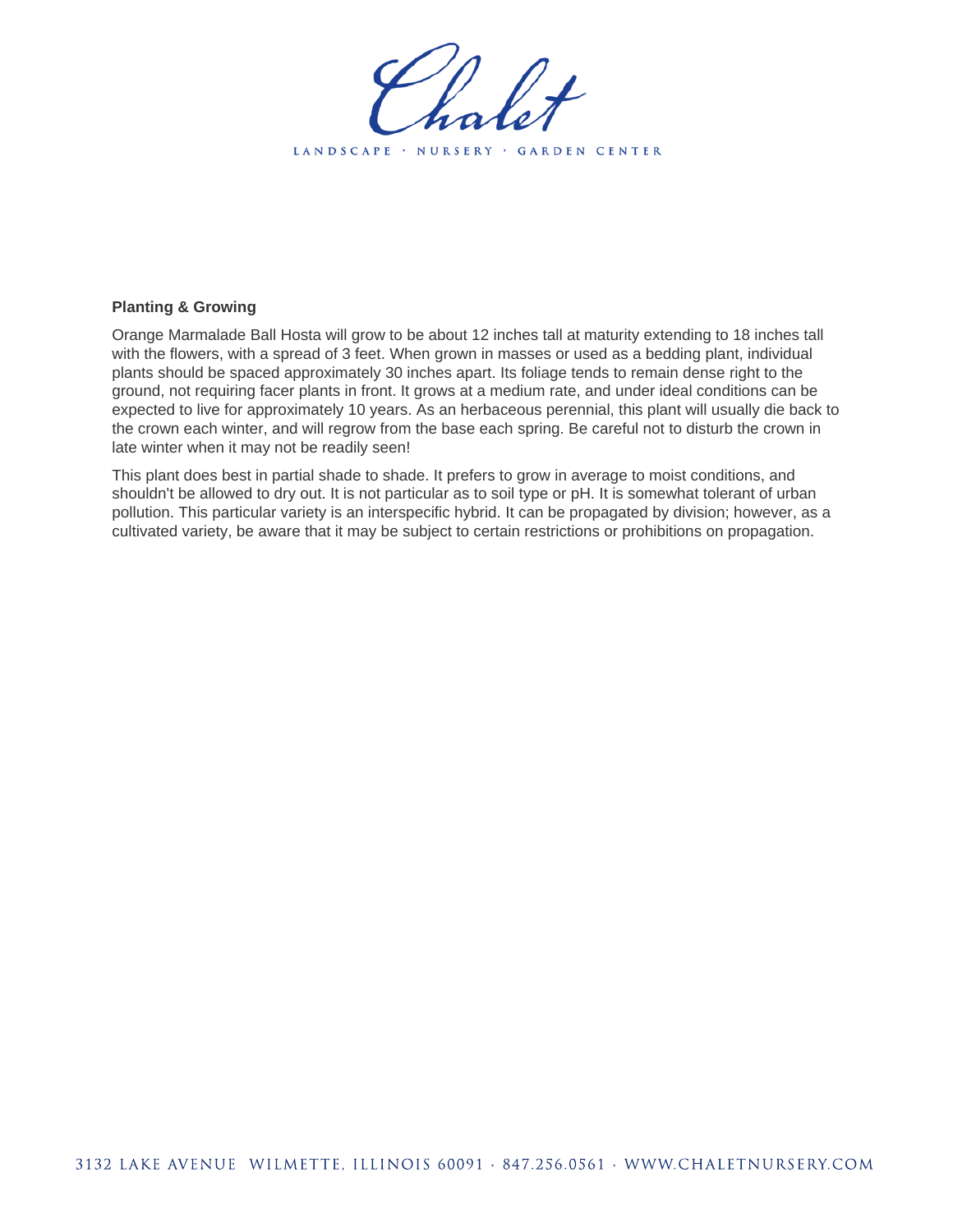**Planting & Growing**

Orange Marmalade Ball Hosta will grow to be about 12 inches tall at maturity extending to 18 inches tall with the flowers, with a spread of 3 feet. When grown in masses or used as a bedding plant, individual plants should be spaced approximately 30 inches apart. Its foliage tends to remain dense right to the ground, not requiring facer plants in front. It grows at a medium rate, and under ideal conditions can be expected to live for approximately 10 years. As an herbaceous perennial, this plant will usually die back to the crown each winter, and will regrow from the base each spring. Be careful not to disturb the crown in late winter when it may not be readily seen!

This plant does best in partial shade to shade. It prefers to grow in average to moist conditions, and shouldn't be allowed to dry out. It is not particular as to soil type or pH. It is somewhat tolerant of urban pollution. This particular variety is an interspecific hybrid. It can be propagated by division; however, as a cultivated variety, be aware that it may be subject to certain restrictions or prohibitions on propagation.